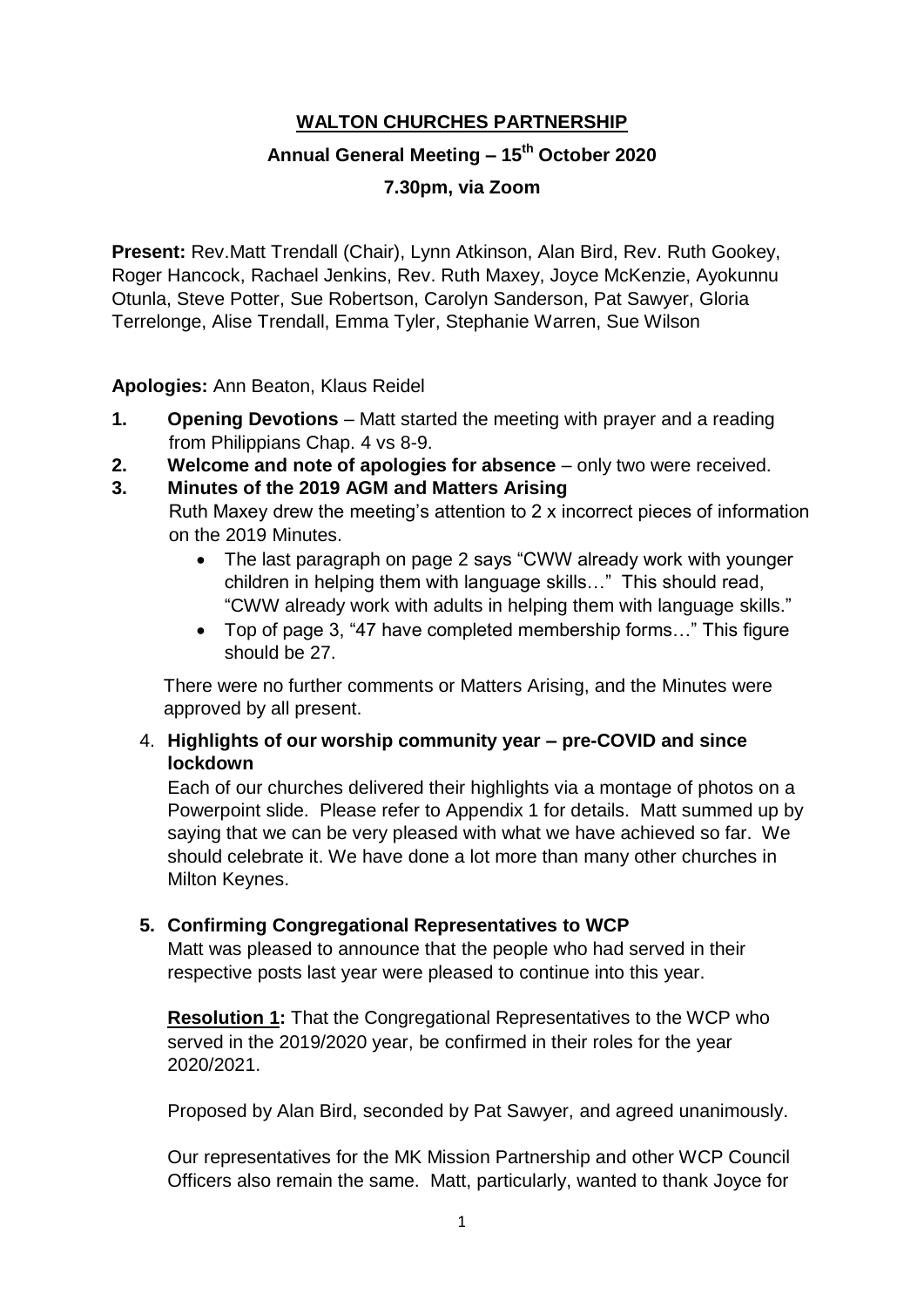# WALTON CHURCHES PARTNERSHIP

## Annual General Meeting – 15th October 2020

### 7.30pm, via Zoom

**Present:** Rev.Matt Trendall (Chair), Lynn Atkinson, Alan Bird, Rev. Ruth Gookey, Roger Hancock, Rachael Jenkins, Rev. Ruth Maxey, Joyce McKenzie, Ayokunnu Otunla, Steve Potter, Sue Robertson, Carolyn Sanderson, Pat Sawyer, Gloria Terrelonge, Alise Trendall, Emma Tyler, Stephanie Warren, Sue Wilson

**Apologies:** Ann Beaton, Klaus Reidel

1. **Opening Devotions** – Matt started the meeting with prayer and a reading from Philippians Chap. 4 vs 8-9.
2. **Welcome and note of apologies for absence** – only two were received.
3. **Minutes of the 2019 AGM and Matters Arising**

   Ruth Maxey drew the meeting's attention to 2 x incorrect pieces of information on the 2019 Minutes.

   - The last paragraph on page 2 says "CWW already work with younger children in helping them with language skills…" This should read, "CWW already work with adults in helping them with language skills."
   - Top of page 3, "47 have completed membership forms…" This figure should be 27.

   There were no further comments or Matters Arising, and the Minutes were approved by all present.

4. **Highlights of our worship community year – pre-COVID and since lockdown**

   Each of our churches delivered their highlights via a montage of photos on a Powerpoint slide. Please refer to Appendix 1 for details. Matt summed up by saying that we can be very pleased with what we have achieved so far. We should celebrate it. We have done a lot more than many other churches in Milton Keynes.

5. **Confirming Congregational Representatives to WCP**

   Matt was pleased to announce that the people who had served in their respective posts last year were pleased to continue into this year.

   **Resolution 1:** That the Congregational Representatives to the WCP who served in the 2019/2020 year, be confirmed in their roles for the year 2020/2021.

   Proposed by Alan Bird, seconded by Pat Sawyer, and agreed unanimously.

   Our representatives for the MK Mission Partnership and other WCP Council Officers also remain the same. Matt, particularly, wanted to thank Joyce for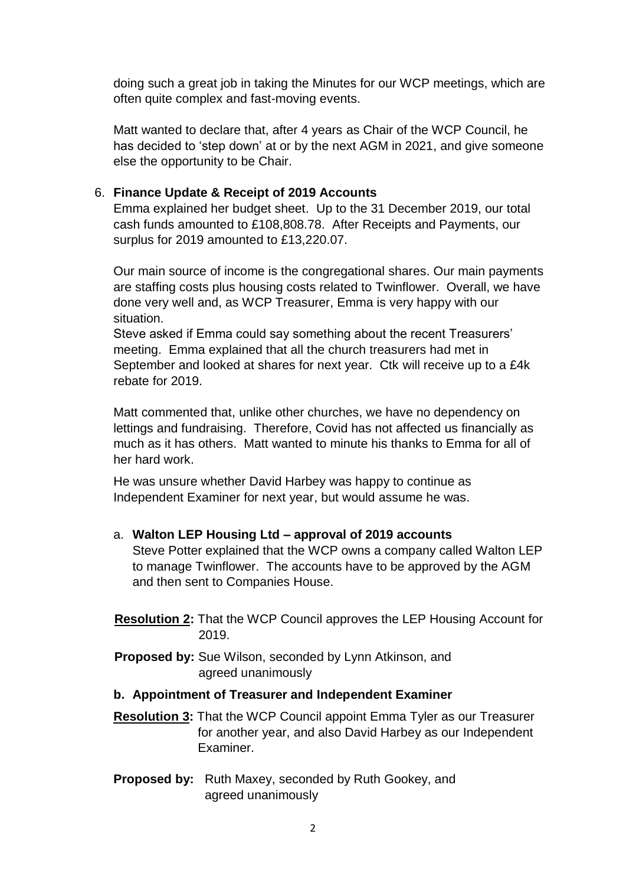doing such a great job in taking the Minutes for our WCP meetings, which are often quite complex and fast-moving events.

Matt wanted to declare that, after 4 years as Chair of the WCP Council, he has decided to 'step down' at or by the next AGM in 2021, and give someone else the opportunity to be Chair.

6. **Finance Update & Receipt of 2019 Accounts**

   Emma explained her budget sheet. Up to the 31 December 2019, our total cash funds amounted to £108,808.78. After Receipts and Payments, our surplus for 2019 amounted to £13,220.07.

   Our main source of income is the congregational shares. Our main payments are staffing costs plus housing costs related to Twinflower. Overall, we have done very well and, as WCP Treasurer, Emma is very happy with our situation.

   Steve asked if Emma could say something about the recent Treasurers' meeting. Emma explained that all the church treasurers had met in September and looked at shares for next year. Ctk will receive up to a £4k rebate for 2019.

   Matt commented that, unlike other churches, we have no dependency on lettings and fundraising. Therefore, Covid has not affected us financially as much as it has others. Matt wanted to minute his thanks to Emma for all of her hard work.

   He was unsure whether David Harbey was happy to continue as Independent Examiner for next year, but would assume he was.

   a. **Walton LEP Housing Ltd – approval of 2019 accounts**

      Steve Potter explained that the WCP owns a company called Walton LEP to manage Twinflower. The accounts have to be approved by the AGM and then sent to Companies House.

   **Resolution 2:** That the WCP Council approves the LEP Housing Account for 2019.

   **Proposed by:** Sue Wilson, seconded by Lynn Atkinson, and agreed unanimously

   **b. Appointment of Treasurer and Independent Examiner**

   **Resolution 3:** That the WCP Council appoint Emma Tyler as our Treasurer for another year, and also David Harbey as our Independent Examiner.

   **Proposed by:** Ruth Maxey, seconded by Ruth Gookey, and agreed unanimously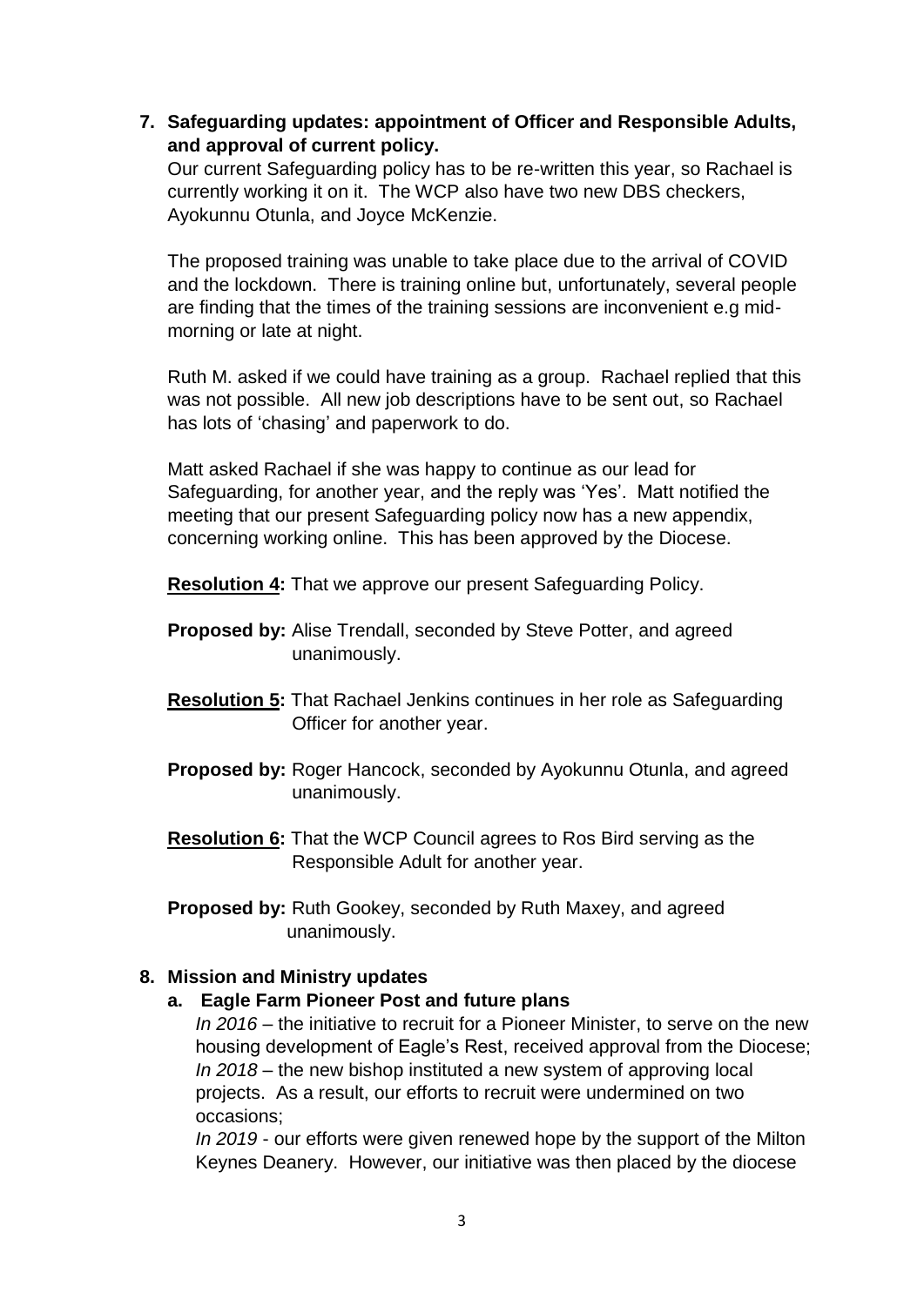**7. Safeguarding updates: appointment of Officer and Responsible Adults, and approval of current policy.**

Our current Safeguarding policy has to be re-written this year, so Rachael is currently working it on it. The WCP also have two new DBS checkers, Ayokunnu Otunla, and Joyce McKenzie.

The proposed training was unable to take place due to the arrival of COVID and the lockdown. There is training online but, unfortunately, several people are finding that the times of the training sessions are inconvenient e.g mid-morning or late at night.

Ruth M. asked if we could have training as a group. Rachael replied that this was not possible. All new job descriptions have to be sent out, so Rachael has lots of 'chasing' and paperwork to do.

Matt asked Rachael if she was happy to continue as our lead for Safeguarding, for another year, and the reply was 'Yes'. Matt notified the meeting that our present Safeguarding policy now has a new appendix, concerning working online. This has been approved by the Diocese.

**<u>Resolution 4</u>:** That we approve our present Safeguarding Policy.

**Proposed by:** Alise Trendall, seconded by Steve Potter, and agreed unanimously.

**<u>Resolution 5</u>:** That Rachael Jenkins continues in her role as Safeguarding Officer for another year.

**Proposed by:** Roger Hancock, seconded by Ayokunnu Otunla, and agreed unanimously.

**<u>Resolution 6</u>:** That the WCP Council agrees to Ros Bird serving as the Responsible Adult for another year.

**Proposed by:** Ruth Gookey, seconded by Ruth Maxey, and agreed unanimously.

**8. Mission and Ministry updates**

**a. Eagle Farm Pioneer Post and future plans**

*In 2016* – the initiative to recruit for a Pioneer Minister, to serve on the new housing development of Eagle's Rest, received approval from the Diocese;
*In 2018* – the new bishop instituted a new system of approving local projects. As a result, our efforts to recruit were undermined on two occasions;
*In 2019* - our efforts were given renewed hope by the support of the Milton Keynes Deanery. However, our initiative was then placed by the diocese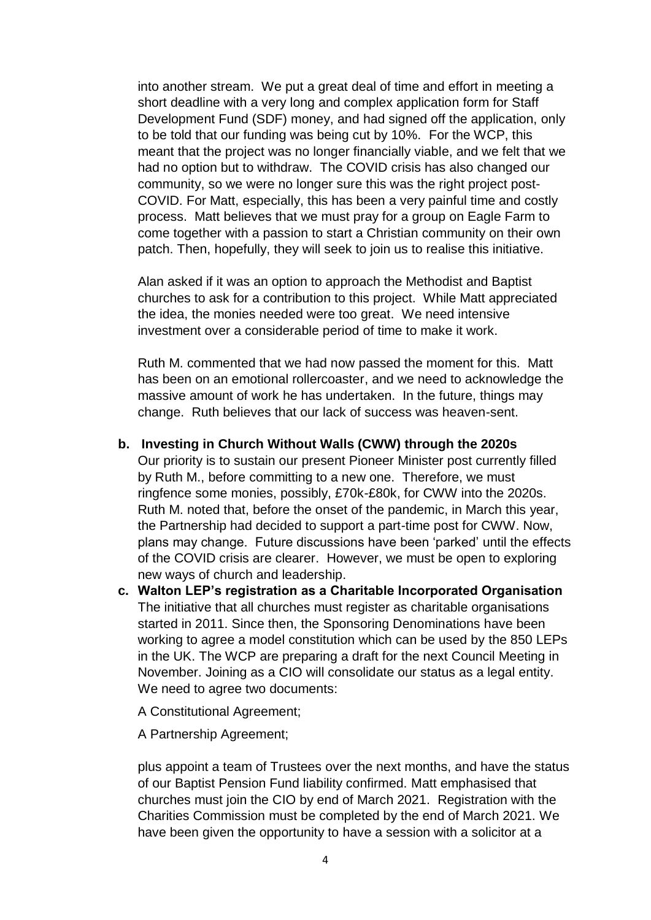into another stream. We put a great deal of time and effort in meeting a short deadline with a very long and complex application form for Staff Development Fund (SDF) money, and had signed off the application, only to be told that our funding was being cut by 10%. For the WCP, this meant that the project was no longer financially viable, and we felt that we had no option but to withdraw. The COVID crisis has also changed our community, so we were no longer sure this was the right project post-COVID. For Matt, especially, this has been a very painful time and costly process. Matt believes that we must pray for a group on Eagle Farm to come together with a passion to start a Christian community on their own patch. Then, hopefully, they will seek to join us to realise this initiative.

Alan asked if it was an option to approach the Methodist and Baptist churches to ask for a contribution to this project. While Matt appreciated the idea, the monies needed were too great. We need intensive investment over a considerable period of time to make it work.

Ruth M. commented that we had now passed the moment for this. Matt has been on an emotional rollercoaster, and we need to acknowledge the massive amount of work he has undertaken. In the future, things may change. Ruth believes that our lack of success was heaven-sent.

**b. Investing in Church Without Walls (CWW) through the 2020s**

Our priority is to sustain our present Pioneer Minister post currently filled by Ruth M., before committing to a new one. Therefore, we must ringfence some monies, possibly, £70k-£80k, for CWW into the 2020s. Ruth M. noted that, before the onset of the pandemic, in March this year, the Partnership had decided to support a part-time post for CWW. Now, plans may change. Future discussions have been 'parked' until the effects of the COVID crisis are clearer. However, we must be open to exploring new ways of church and leadership.

**c. Walton LEP's registration as a Charitable Incorporated Organisation**

The initiative that all churches must register as charitable organisations started in 2011. Since then, the Sponsoring Denominations have been working to agree a model constitution which can be used by the 850 LEPs in the UK. The WCP are preparing a draft for the next Council Meeting in November. Joining as a CIO will consolidate our status as a legal entity. We need to agree two documents:

A Constitutional Agreement;

A Partnership Agreement;

plus appoint a team of Trustees over the next months, and have the status of our Baptist Pension Fund liability confirmed. Matt emphasised that churches must join the CIO by end of March 2021. Registration with the Charities Commission must be completed by the end of March 2021. We have been given the opportunity to have a session with a solicitor at a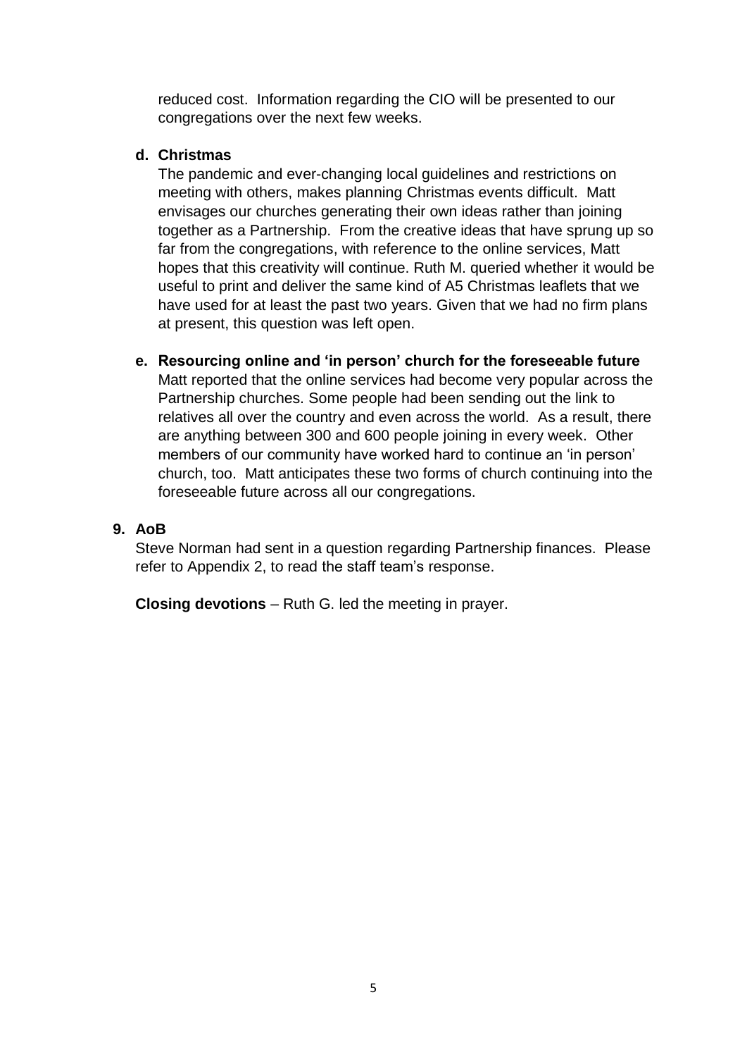reduced cost. Information regarding the CIO will be presented to our congregations over the next few weeks.

**d. Christmas**

The pandemic and ever-changing local guidelines and restrictions on meeting with others, makes planning Christmas events difficult. Matt envisages our churches generating their own ideas rather than joining together as a Partnership. From the creative ideas that have sprung up so far from the congregations, with reference to the online services, Matt hopes that this creativity will continue. Ruth M. queried whether it would be useful to print and deliver the same kind of A5 Christmas leaflets that we have used for at least the past two years. Given that we had no firm plans at present, this question was left open.

**e. Resourcing online and 'in person' church for the foreseeable future**

Matt reported that the online services had become very popular across the Partnership churches. Some people had been sending out the link to relatives all over the country and even across the world. As a result, there are anything between 300 and 600 people joining in every week. Other members of our community have worked hard to continue an 'in person' church, too. Matt anticipates these two forms of church continuing into the foreseeable future across all our congregations.

**9. AoB**

Steve Norman had sent in a question regarding Partnership finances. Please refer to Appendix 2, to read the staff team's response.

**Closing devotions** – Ruth G. led the meeting in prayer.